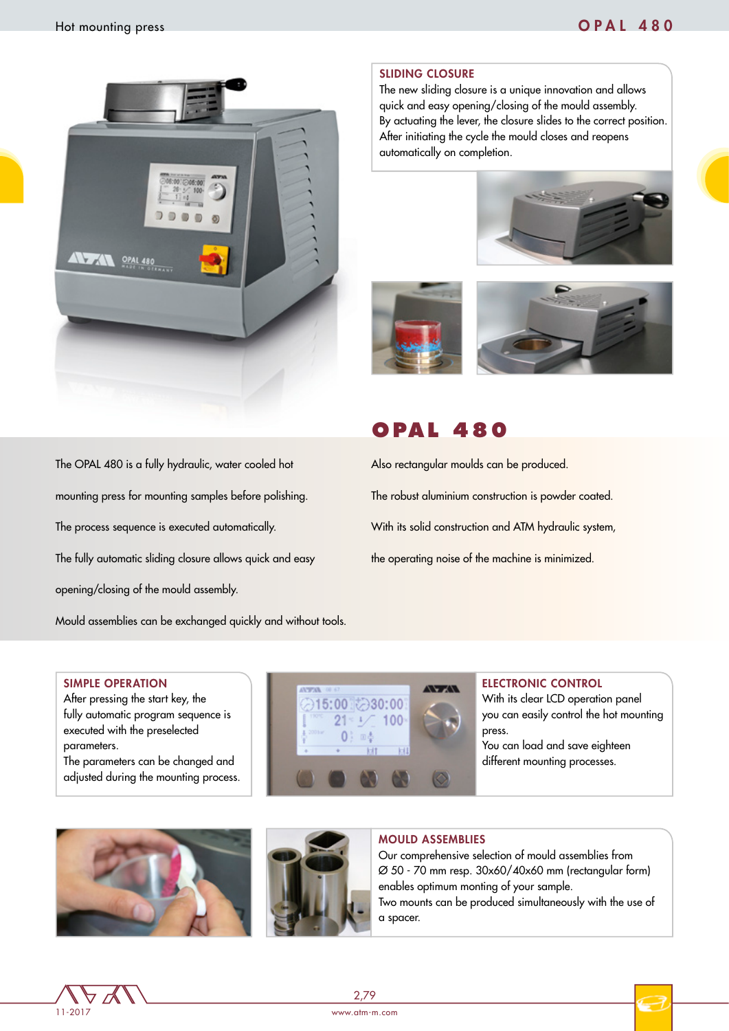# OPAL 480

## SLIDING CLOSURE

The new sliding closure is a unique innovation and allows quick and easy opening/closing of the mould assembly.
By actuating the lever, the closure slides to the correct position.
After initiating the cycle the mould closes and reopens automatically on completion.

## OPAL 480

The OPAL 480 is a fully hydraulic, water cooled hot mounting press for mounting samples before polishing.

The process sequence is executed automatically.

The fully automatic sliding closure allows quick and easy opening/closing of the mould assembly.

Mould assemblies can be exchanged quickly and without tools.

Also rectangular moulds can be produced.

The robust aluminium construction is powder coated.

With its solid construction and ATM hydraulic system, the operating noise of the machine is minimized.

## SIMPLE OPERATION

After pressing the start key, the fully automatic program sequence is executed with the preselected parameters.
The parameters can be changed and adjusted during the mounting process.

## ELECTRONIC CONTROL

With its clear LCD operation panel you can easily control the hot mounting press.
You can load and save eighteen different mounting processes.

## MOULD ASSEMBLIES

Our comprehensive selection of mould assemblies from Ø 50 - 70 mm resp. 30x60/40x60 mm (rectangular form) enables optimum monting of your sample.
Two mounts can be produced simultaneously with the use of a spacer.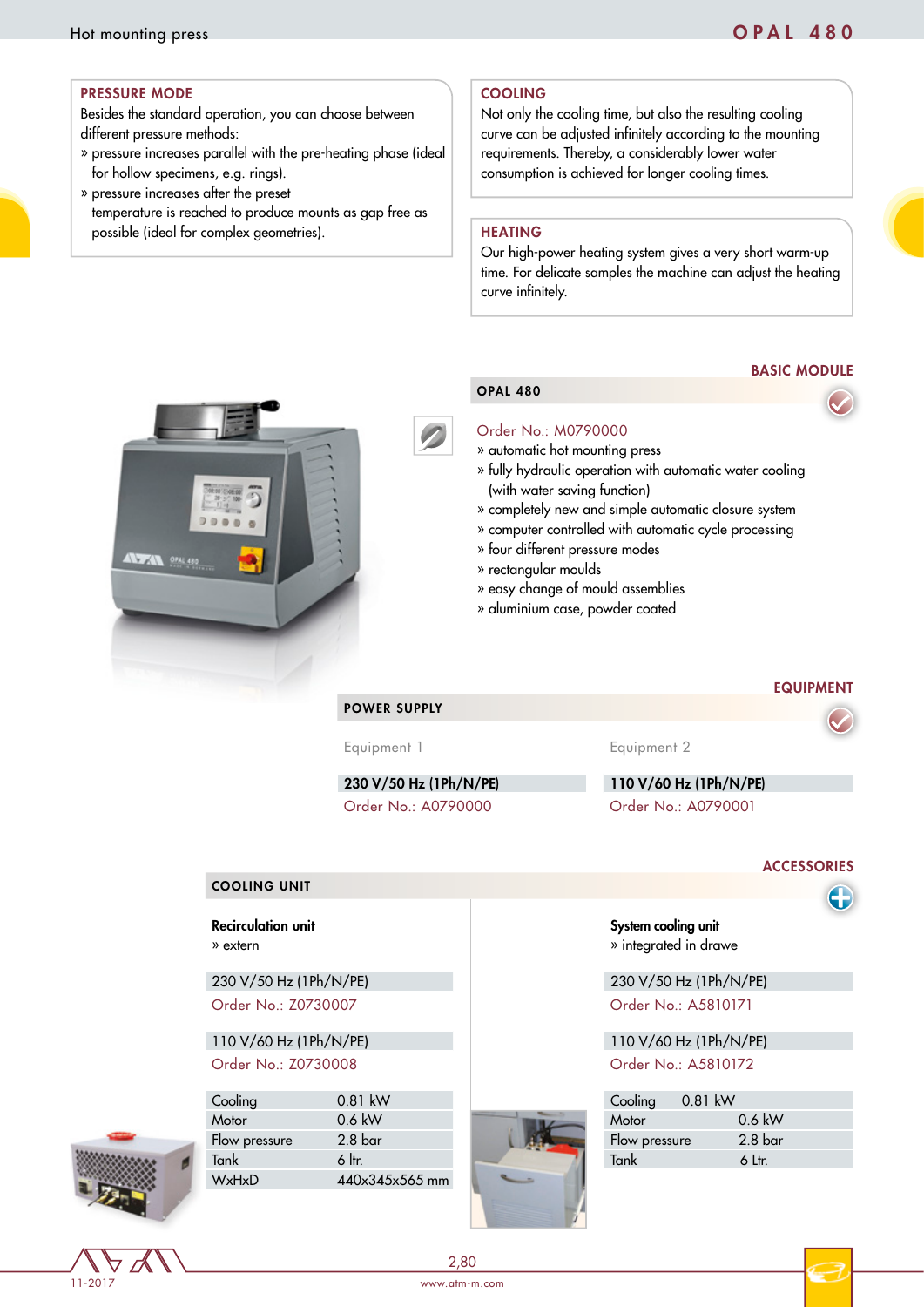# OPAL 480

Hot mounting press

### PRESSURE MODE

Besides the standard operation, you can choose between different pressure methods:

- » pressure increases parallel with the pre-heating phase (ideal for hollow specimens, e.g. rings).
- » pressure increases after the preset temperature is reached to produce mounts as gap free as possible (ideal for complex geometries).

### COOLING

Not only the cooling time, but also the resulting cooling curve can be adjusted infinitely according to the mounting requirements. Thereby, a considerably lower water consumption is achieved for longer cooling times.

### HEATING

Our high-power heating system gives a very short warm-up time. For delicate samples the machine can adjust the heating curve infinitely.

## BASIC MODULE

### OPAL 480

Order No.: M0790000

- » automatic hot mounting press
- » fully hydraulic operation with automatic water cooling (with water saving function)
- » completely new and simple automatic closure system
- » computer controlled with automatic cycle processing
- » four different pressure modes
- » rectangular moulds
- » easy change of mould assemblies
- » aluminium case, powder coated

## EQUIPMENT

### POWER SUPPLY

| Equipment 1 | Equipment 2 |
|---|---|
| 230 V/50 Hz (1Ph/N/PE) | 110 V/60 Hz (1Ph/N/PE) |
| Order No.: A0790000 | Order No.: A0790001 |

## ACCESSORIES

### COOLING UNIT

**Recirculation unit**

» extern

230 V/50 Hz (1Ph/N/PE)
Order No.: Z0730007

110 V/60 Hz (1Ph/N/PE)
Order No.: Z0730008

| | |
|---|---|
| Cooling | 0.81 kW |
| Motor | 0.6 kW |
| Flow pressure | 2.8 bar |
| Tank | 6 ltr. |
| WxHxD | 440x345x565 mm |

**System cooling unit**

» integrated in drawe

230 V/50 Hz (1Ph/N/PE)
Order No.: A5810171

110 V/60 Hz (1Ph/N/PE)
Order No.: A5810172

| | |
|---|---|
| Cooling | 0.81 kW |
| Motor | 0.6 kW |
| Flow pressure | 2.8 bar |
| Tank | 6 Ltr. |

11-2017

2,80

www.atm-m.com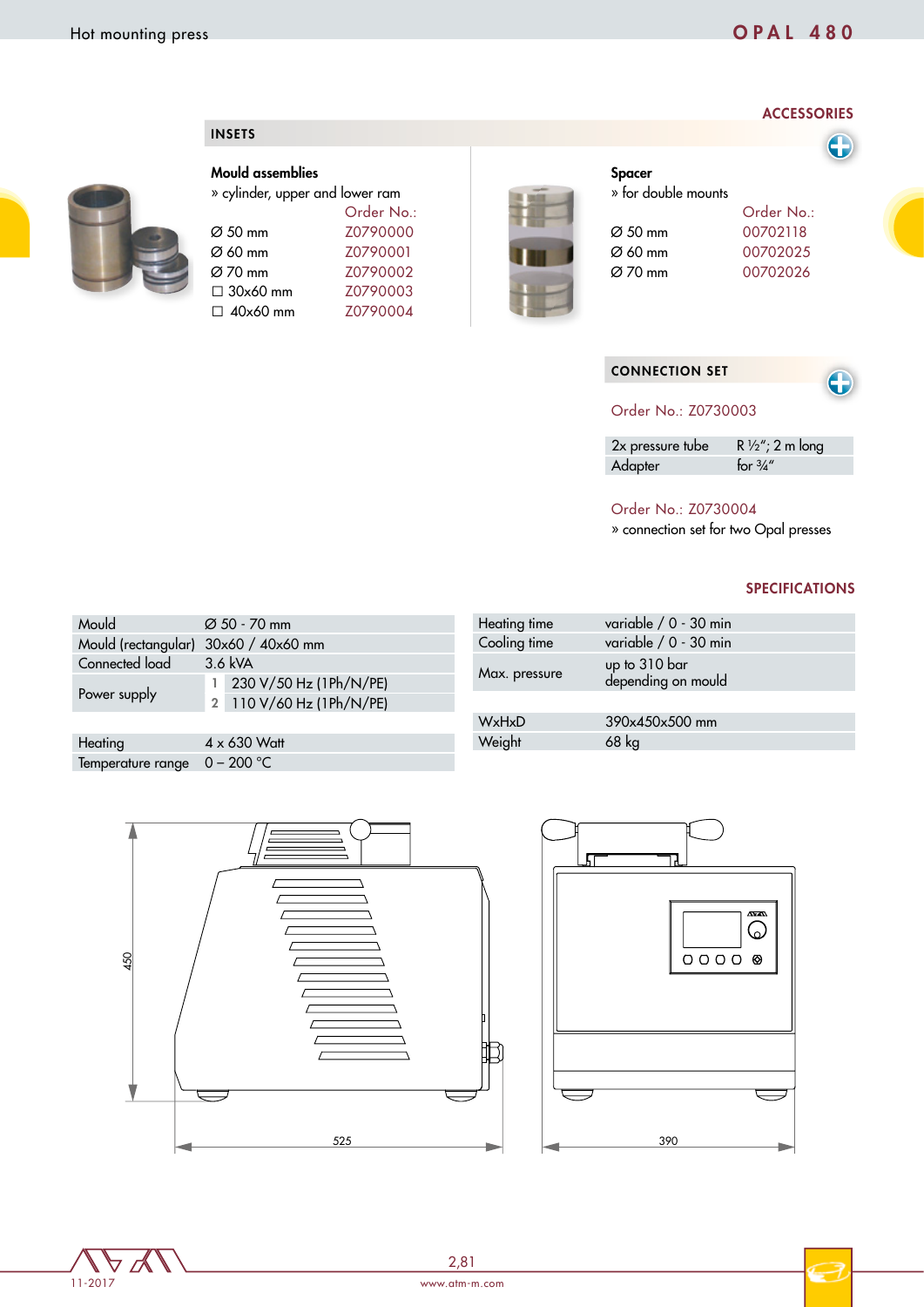## ACCESSORIES

### INSETS

**Mould assemblies**

» cylinder, upper and lower ram

| | Order No.: |
|---|---|
| Ø 50 mm | Z0790000 |
| Ø 60 mm | Z0790001 |
| Ø 70 mm | Z0790002 |
| ☐ 30x60 mm | Z0790003 |
| ☐ 40x60 mm | Z0790004 |

**Spacer**

» for double mounts

| | Order No.: |
|---|---|
| Ø 50 mm | 00702118 |
| Ø 60 mm | 00702025 |
| Ø 70 mm | 00702026 |

### CONNECTION SET

Order No.: Z0730003

| | |
|---|---|
| 2x pressure tube | R ½"; 2 m long |
| Adapter | for ¾" |

Order No.: Z0730004

» connection set for two Opal presses

## SPECIFICATIONS

| | | |
|---|---|---|
| Mould | | Ø 50 - 70 mm |
| Mould (rectangular) | | 30x60 / 40x60 mm |
| Connected load | | 3.6 kVA |
| Power supply | 1 | 230 V/50 Hz (1Ph/N/PE) |
| | 2 | 110 V/60 Hz (1Ph/N/PE) |
| Heating | | 4 x 630 Watt |
| Temperature range | | 0 – 200 °C |

| | |
|---|---|
| Heating time | variable / 0 - 30 min |
| Cooling time | variable / 0 - 30 min |
| Max. pressure | up to 310 bar depending on mould |
| WxHxD | 390x450x500 mm |
| Weight | 68 kg |

450

525

390

11-2017

www.atm-m.com